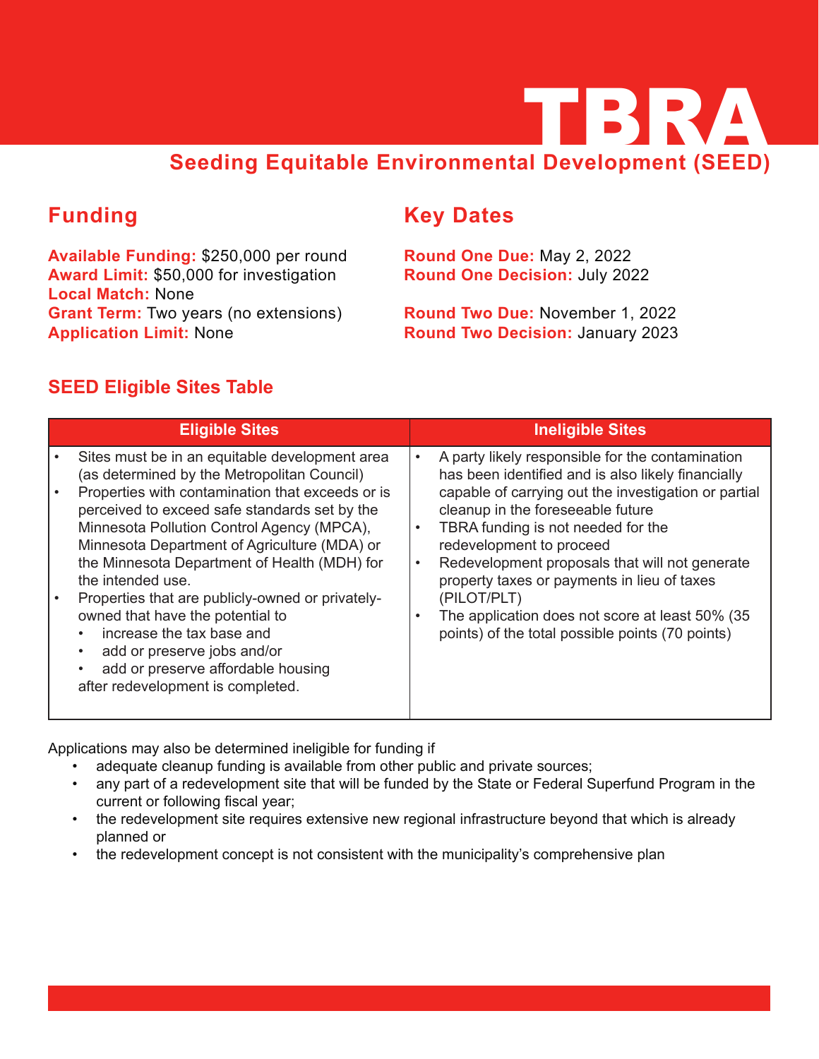# TBRA

## Seeding Equitable Environmental Development (SEED)

## Funding

**Available Funding:** $250,000 per round
**Award Limit:** $50,000 for investigation
**Local Match:** None
**Grant Term:** Two years (no extensions)
**Application Limit:** None

## Key Dates

**Round One Due:** May 2, 2022
**Round One Decision:** July 2022

**Round Two Due:** November 1, 2022
**Round Two Decision:** January 2023

### SEED Eligible Sites Table

| Eligible Sites | Ineligible Sites |
| --- | --- |
| • Sites must be in an equitable development area (as determined by the Metropolitan Council)<br>• Properties with contamination that exceeds or is perceived to exceed safe standards set by the Minnesota Pollution Control Agency (MPCA), Minnesota Department of Agriculture (MDA) or the Minnesota Department of Health (MDH) for the intended use.<br>• Properties that are publicly-owned or privately-owned that have the potential to<br>  • increase the tax base and<br>  • add or preserve jobs and/or<br>  • add or preserve affordable housing<br>after redevelopment is completed. | • A party likely responsible for the contamination has been identified and is also likely financially capable of carrying out the investigation or partial cleanup in the foreseeable future<br>• TBRA funding is not needed for the redevelopment to proceed<br>• Redevelopment proposals that will not generate property taxes or payments in lieu of taxes (PILOT/PLT)<br>• The application does not score at least 50% (35 points) of the total possible points (70 points) |

Applications may also be determined ineligible for funding if

- adequate cleanup funding is available from other public and private sources;
- any part of a redevelopment site that will be funded by the State or Federal Superfund Program in the current or following fiscal year;
- the redevelopment site requires extensive new regional infrastructure beyond that which is already planned or
- the redevelopment concept is not consistent with the municipality's comprehensive plan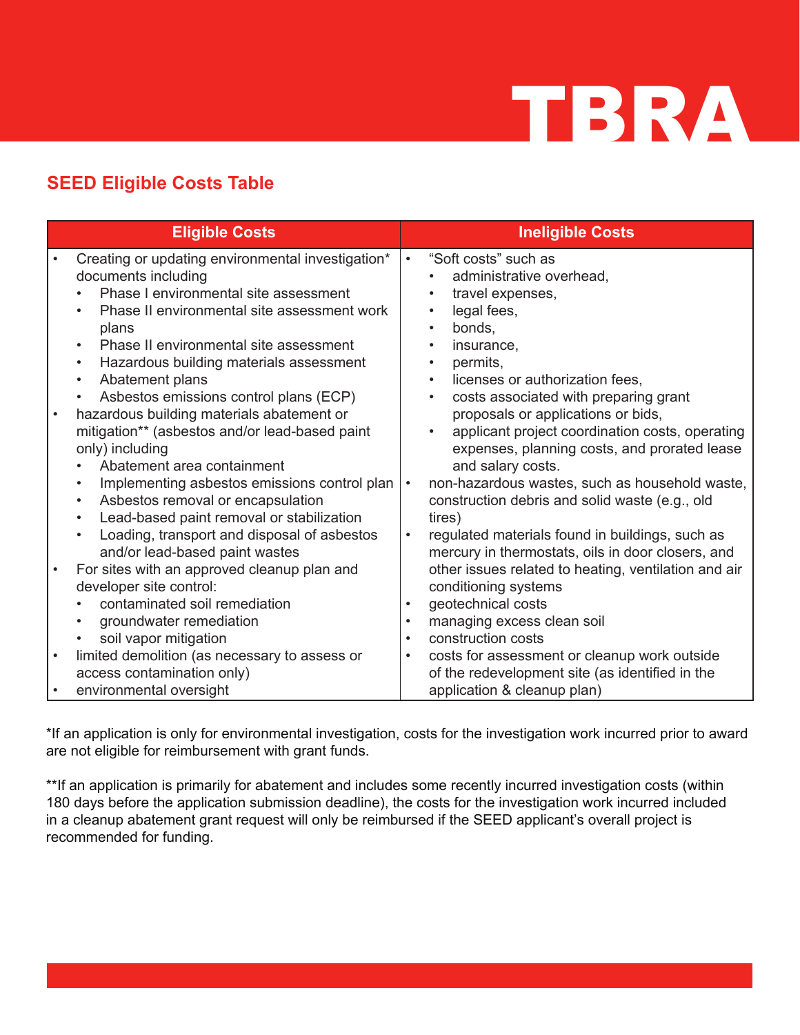TBRA

## SEED Eligible Costs Table

| Eligible Costs | Ineligible Costs |
|---|---|
| • Creating or updating environmental investigation* documents including<br>  ◦ Phase I environmental site assessment<br>  ◦ Phase II environmental site assessment work plans<br>  ◦ Phase II environmental site assessment<br>  ◦ Hazardous building materials assessment<br>  ◦ Abatement plans<br>  ◦ Asbestos emissions control plans (ECP)<br>• hazardous building materials abatement or mitigation** (asbestos and/or lead-based paint only) including<br>  ◦ Abatement area containment<br>  ◦ Implementing asbestos emissions control plan<br>  ◦ Asbestos removal or encapsulation<br>  ◦ Lead-based paint removal or stabilization<br>  ◦ Loading, transport and disposal of asbestos and/or lead-based paint wastes<br>• For sites with an approved cleanup plan and developer site control:<br>  ◦ contaminated soil remediation<br>  ◦ groundwater remediation<br>  ◦ soil vapor mitigation<br>• limited demolition (as necessary to assess or access contamination only)<br>• environmental oversight | • "Soft costs" such as<br>  ◦ administrative overhead,<br>  ◦ travel expenses,<br>  ◦ legal fees,<br>  ◦ bonds,<br>  ◦ insurance,<br>  ◦ permits,<br>  ◦ licenses or authorization fees,<br>  ◦ costs associated with preparing grant proposals or applications or bids,<br>  ◦ applicant project coordination costs, operating expenses, planning costs, and prorated lease and salary costs.<br>• non-hazardous wastes, such as household waste, construction debris and solid waste (e.g., old tires)<br>• regulated materials found in buildings, such as mercury in thermostats, oils in door closers, and other issues related to heating, ventilation and air conditioning systems<br>• geotechnical costs<br>• managing excess clean soil<br>• construction costs<br>• costs for assessment or cleanup work outside of the redevelopment site (as identified in the application & cleanup plan) |

*If an application is only for environmental investigation, costs for the investigation work incurred prior to award are not eligible for reimbursement with grant funds.

**If an application is primarily for abatement and includes some recently incurred investigation costs (within 180 days before the application submission deadline), the costs for the investigation work incurred included in a cleanup abatement grant request will only be reimbursed if the SEED applicant's overall project is recommended for funding.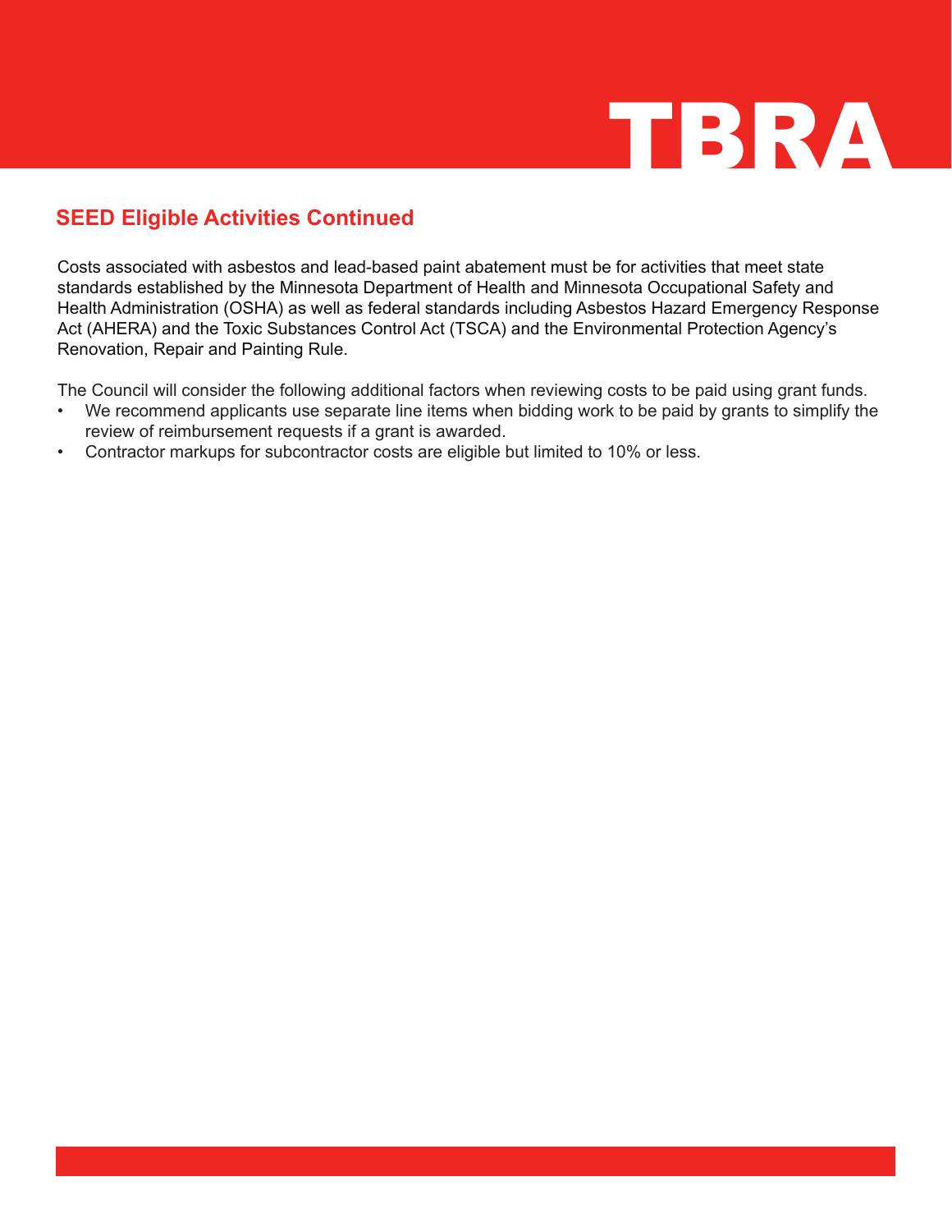## SEED Eligible Activities Continued

Costs associated with asbestos and lead-based paint abatement must be for activities that meet state standards established by the Minnesota Department of Health and Minnesota Occupational Safety and Health Administration (OSHA) as well as federal standards including Asbestos Hazard Emergency Response Act (AHERA) and the Toxic Substances Control Act (TSCA) and the Environmental Protection Agency's Renovation, Repair and Painting Rule.

The Council will consider the following additional factors when reviewing costs to be paid using grant funds.

- We recommend applicants use separate line items when bidding work to be paid by grants to simplify the review of reimbursement requests if a grant is awarded.
- Contractor markups for subcontractor costs are eligible but limited to 10% or less.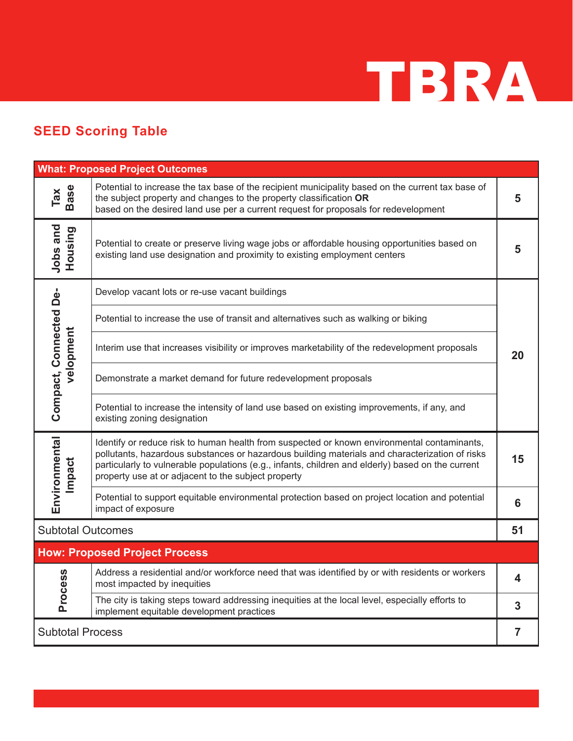## SEED Scoring Table

| What: Proposed Project Outcomes | | |
|---|---|---|
| Tax Base | Potential to increase the tax base of the recipient municipality based on the current tax base of the subject property and changes to the property classification **OR** based on the desired land use per a current request for proposals for redevelopment | 5 |
| Jobs and Housing | Potential to create or preserve living wage jobs or affordable housing opportunities based on existing land use designation and proximity to existing employment centers | 5 |
| Compact, Connected Development | Develop vacant lots or re-use vacant buildings | 20 |
| | Potential to increase the use of transit and alternatives such as walking or biking | |
| | Interim use that increases visibility or improves marketability of the redevelopment proposals | |
| | Demonstrate a market demand for future redevelopment proposals | |
| | Potential to increase the intensity of land use based on existing improvements, if any, and existing zoning designation | |
| Environmental Impact | Identify or reduce risk to human health from suspected or known environmental contaminants, pollutants, hazardous substances or hazardous building materials and characterization of risks particularly to vulnerable populations (e.g., infants, children and elderly) based on the current property use at or adjacent to the subject property | 15 |
| | Potential to support equitable environmental protection based on project location and potential impact of exposure | 6 |
| Subtotal Outcomes | | 51 |
| **How: Proposed Project Process** | | |
| Process | Address a residential and/or workforce need that was identified by or with residents or workers most impacted by inequities | 4 |
| | The city is taking steps toward addressing inequities at the local level, especially efforts to implement equitable development practices | 3 |
| Subtotal Process | | 7 |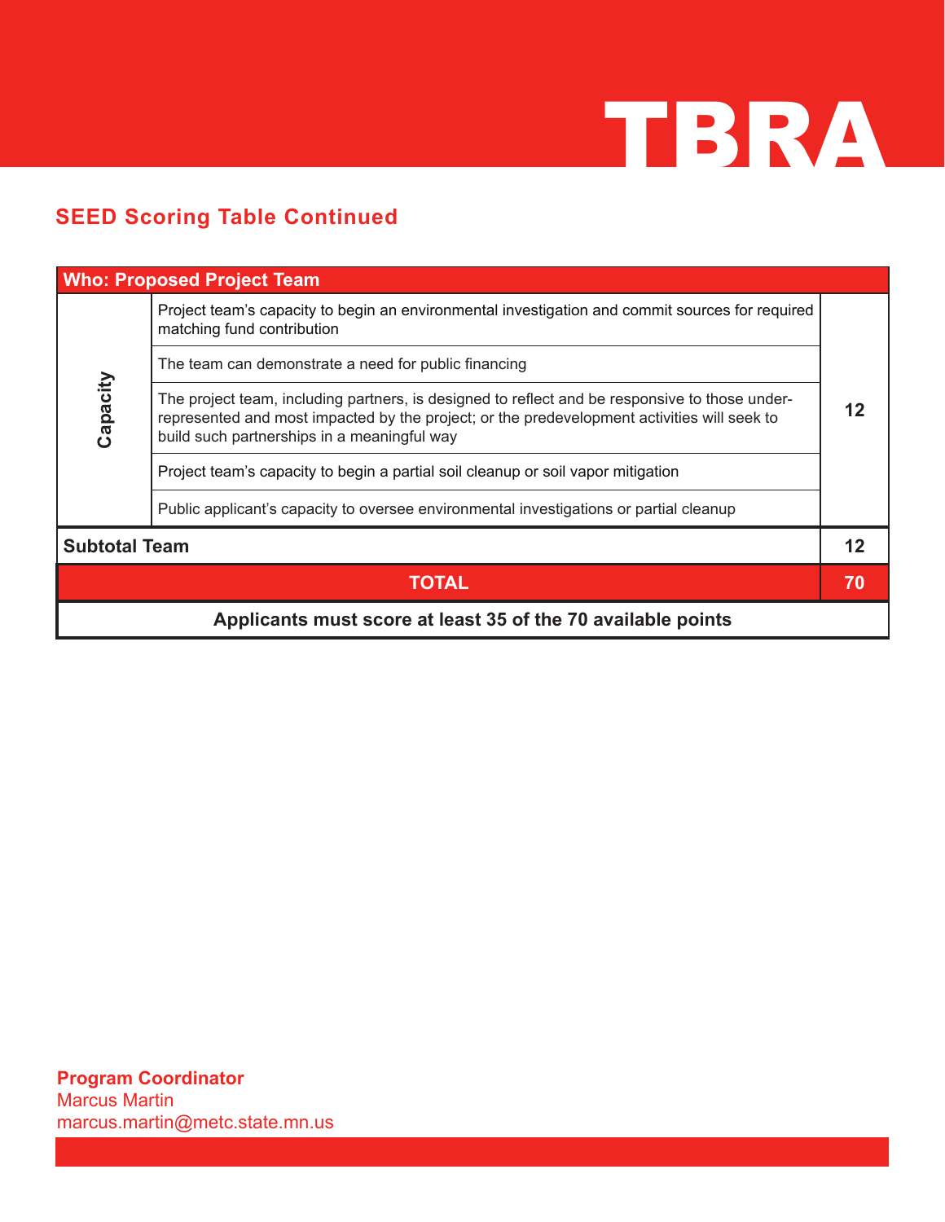## SEED Scoring Table Continued

| Who: Proposed Project Team | | |
|---|---|---|
| Capacity | Project team's capacity to begin an environmental investigation and commit sources for required matching fund contribution | 12 |
| | The team can demonstrate a need for public financing | |
| | The project team, including partners, is designed to reflect and be responsive to those under-represented and most impacted by the project; or the predevelopment activities will seek to build such partnerships in a meaningful way | |
| | Project team's capacity to begin a partial soil cleanup or soil vapor mitigation | |
| | Public applicant's capacity to oversee environmental investigations or partial cleanup | |
| **Subtotal Team** | | **12** |
| **TOTAL** | | **70** |
| **Applicants must score at least 35 of the 70 available points** | | |

**Program Coordinator**
Marcus Martin
marcus.martin@metc.state.mn.us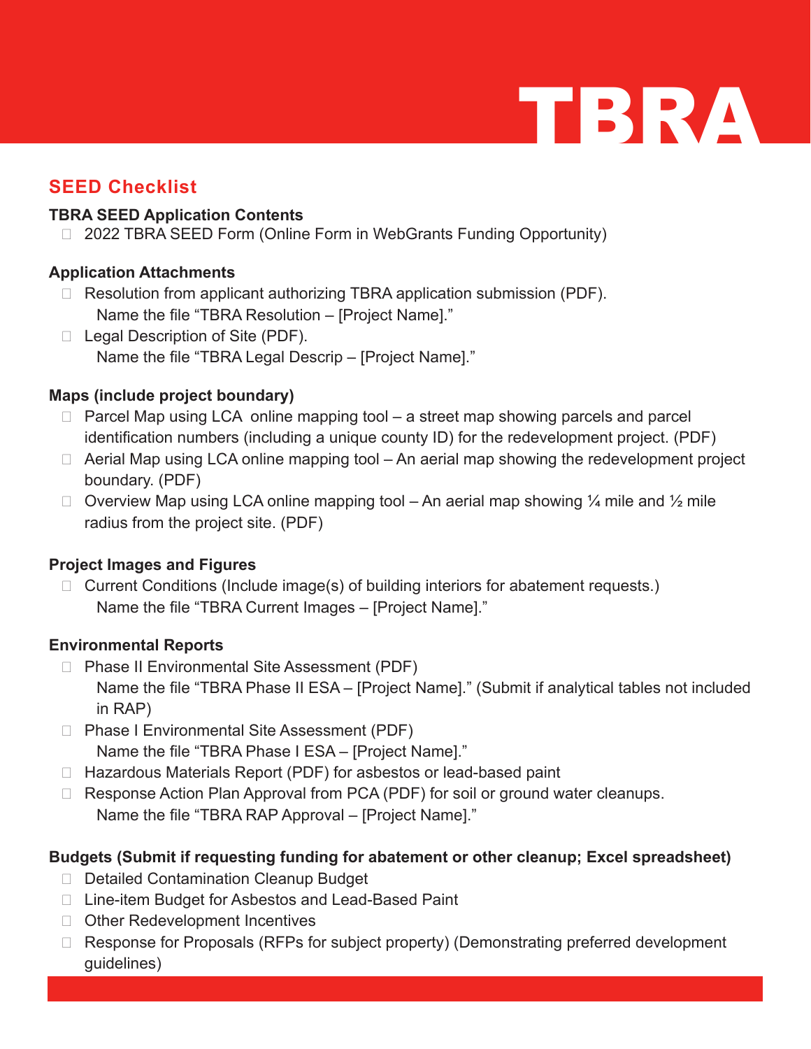# TBRA

## SEED Checklist

### TBRA SEED Application Contents

- ☐ 2022 TBRA SEED Form (Online Form in WebGrants Funding Opportunity)

### Application Attachments

- ☐ Resolution from applicant authorizing TBRA application submission (PDF).
  Name the file "TBRA Resolution – [Project Name]."
- ☐ Legal Description of Site (PDF).
  Name the file "TBRA Legal Descrip – [Project Name]."

### Maps (include project boundary)

- ☐ Parcel Map using LCA online mapping tool – a street map showing parcels and parcel identification numbers (including a unique county ID) for the redevelopment project. (PDF)
- ☐ Aerial Map using LCA online mapping tool – An aerial map showing the redevelopment project boundary. (PDF)
- ☐ Overview Map using LCA online mapping tool – An aerial map showing ¼ mile and ½ mile radius from the project site. (PDF)

### Project Images and Figures

- ☐ Current Conditions (Include image(s) of building interiors for abatement requests.)
  Name the file "TBRA Current Images – [Project Name]."

### Environmental Reports

- ☐ Phase II Environmental Site Assessment (PDF)
  Name the file "TBRA Phase II ESA – [Project Name]." (Submit if analytical tables not included in RAP)
- ☐ Phase I Environmental Site Assessment (PDF)
  Name the file "TBRA Phase I ESA – [Project Name]."
- ☐ Hazardous Materials Report (PDF) for asbestos or lead-based paint
- ☐ Response Action Plan Approval from PCA (PDF) for soil or ground water cleanups.
  Name the file "TBRA RAP Approval – [Project Name]."

### Budgets (Submit if requesting funding for abatement or other cleanup; Excel spreadsheet)

- ☐ Detailed Contamination Cleanup Budget
- ☐ Line-item Budget for Asbestos and Lead-Based Paint
- ☐ Other Redevelopment Incentives
- ☐ Response for Proposals (RFPs for subject property) (Demonstrating preferred development guidelines)